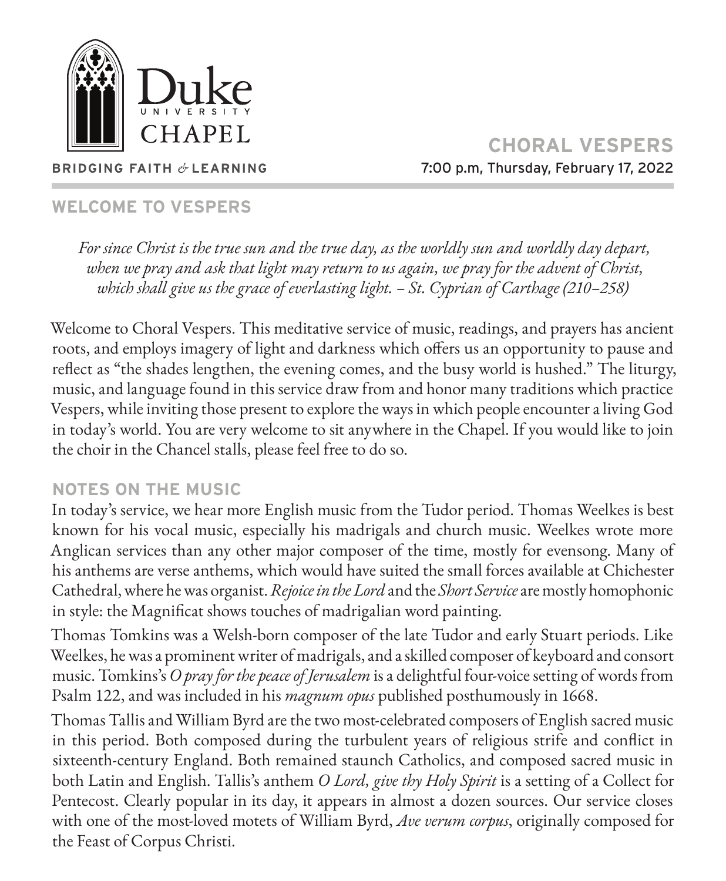Duke
UNIVERSITY
CHAPEL

**BRIDGING FAITH & LEARNING**

# CHORAL VESPERS

7:00 p.m, Thursday, February 17, 2022

## WELCOME TO VESPERS

*For since Christ is the true sun and the true day, as the worldly sun and worldly day depart, when we pray and ask that light may return to us again, we pray for the advent of Christ, which shall give us the grace of everlasting light. – St. Cyprian of Carthage (210–258)*

Welcome to Choral Vespers. This meditative service of music, readings, and prayers has ancient roots, and employs imagery of light and darkness which offers us an opportunity to pause and reflect as "the shades lengthen, the evening comes, and the busy world is hushed." The liturgy, music, and language found in this service draw from and honor many traditions which practice Vespers, while inviting those present to explore the ways in which people encounter a living God in today's world. You are very welcome to sit anywhere in the Chapel. If you would like to join the choir in the Chancel stalls, please feel free to do so.

## NOTES ON THE MUSIC

In today's service, we hear more English music from the Tudor period. Thomas Weelkes is best known for his vocal music, especially his madrigals and church music. Weelkes wrote more Anglican services than any other major composer of the time, mostly for evensong. Many of his anthems are verse anthems, which would have suited the small forces available at Chichester Cathedral, where he was organist. *Rejoice in the Lord* and the *Short Service* are mostly homophonic in style: the Magnificat shows touches of madrigalian word painting.

Thomas Tomkins was a Welsh-born composer of the late Tudor and early Stuart periods. Like Weelkes, he was a prominent writer of madrigals, and a skilled composer of keyboard and consort music. Tomkins's *O pray for the peace of Jerusalem* is a delightful four-voice setting of words from Psalm 122, and was included in his *magnum opus* published posthumously in 1668.

Thomas Tallis and William Byrd are the two most-celebrated composers of English sacred music in this period. Both composed during the turbulent years of religious strife and conflict in sixteenth-century England. Both remained staunch Catholics, and composed sacred music in both Latin and English. Tallis's anthem *O Lord, give thy Holy Spirit* is a setting of a Collect for Pentecost. Clearly popular in its day, it appears in almost a dozen sources. Our service closes with one of the most-loved motets of William Byrd, *Ave verum corpus*, originally composed for the Feast of Corpus Christi.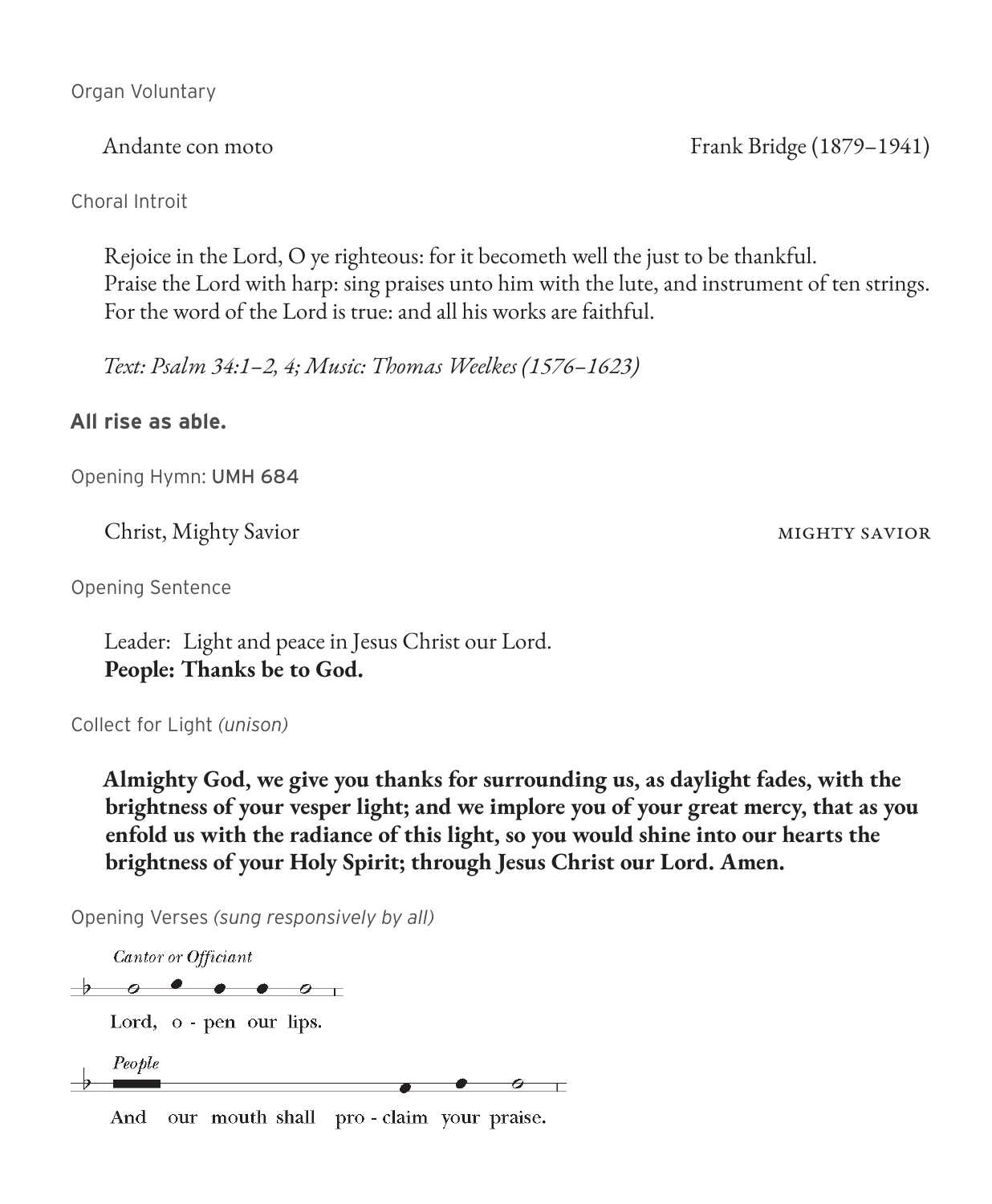Organ Voluntary

Andante con moto — Frank Bridge (1879–1941)

Choral Introit

Rejoice in the Lord, O ye righteous: for it becometh well the just to be thankful.
Praise the Lord with harp: sing praises unto him with the lute, and instrument of ten strings.
For the word of the Lord is true: and all his works are faithful.

*Text: Psalm 34:1–2, 4; Music: Thomas Weelkes (1576–1623)*

**All rise as able.**

Opening Hymn: UMH 684

Christ, Mighty Savior — MIGHTY SAVIOR

Opening Sentence

Leader: Light and peace in Jesus Christ our Lord.
**People: Thanks be to God.**

Collect for Light *(unison)*

**Almighty God, we give you thanks for surrounding us, as daylight fades, with the brightness of your vesper light; and we implore you of your great mercy, that as you enfold us with the radiance of this light, so you would shine into our hearts the brightness of your Holy Spirit; through Jesus Christ our Lord. Amen.**

Opening Verses *(sung responsively by all)*

*Cantor or Officiant*

Lord, o - pen our lips.

*People*

And our mouth shall pro - claim your praise.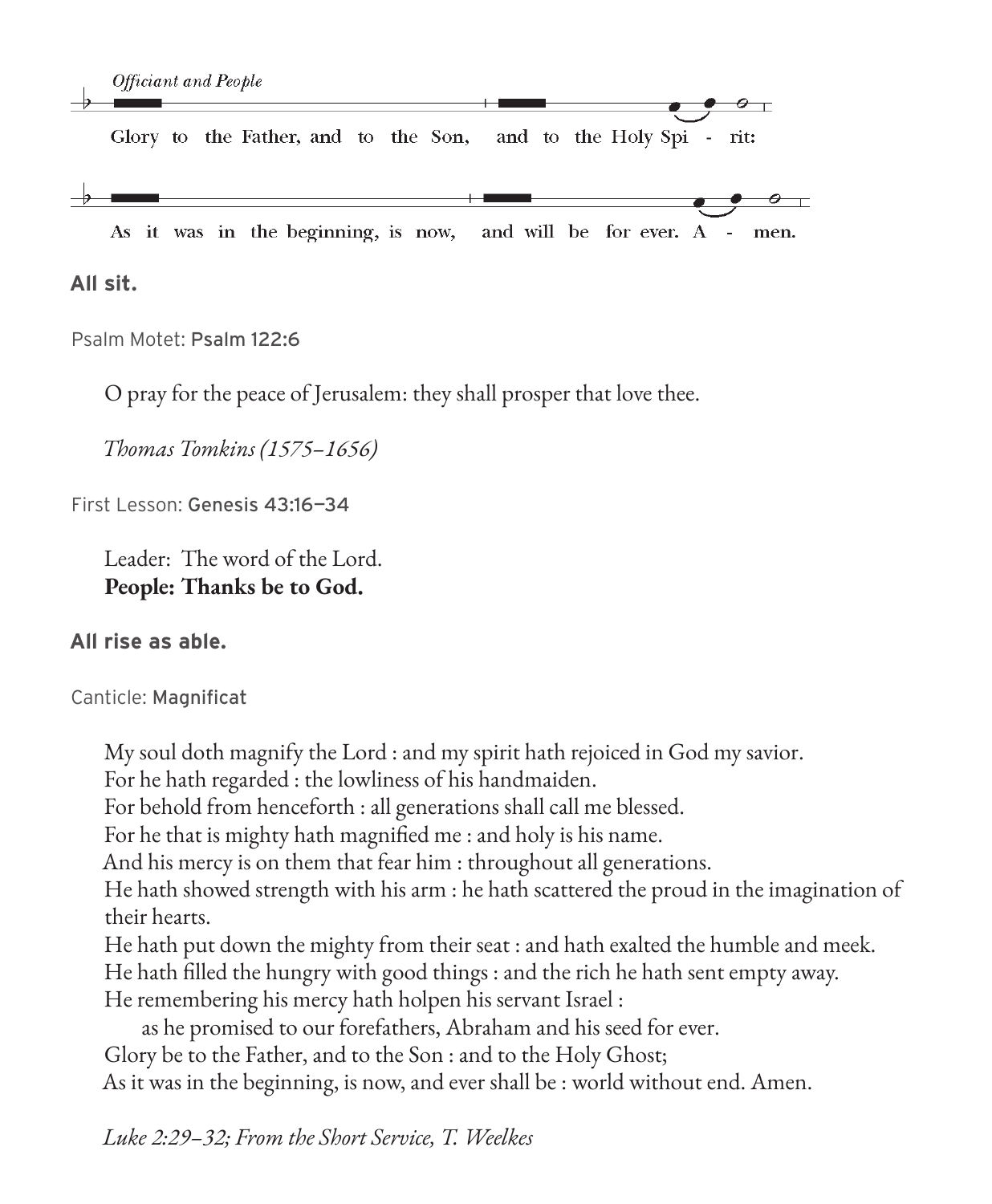*Officiant and People*

Glory to the Father, and to the Son, and to the Holy Spi - rit:

As it was in the beginning, is now, and will be for ever. A - men.

**All sit.**

Psalm Motet: Psalm 122:6

O pray for the peace of Jerusalem: they shall prosper that love thee.

*Thomas Tomkins (1575–1656)*

First Lesson: Genesis 43:16–34

Leader: The word of the Lord.
**People: Thanks be to God.**

**All rise as able.**

Canticle: Magnificat

My soul doth magnify the Lord : and my spirit hath rejoiced in God my savior.
For he hath regarded : the lowliness of his handmaiden.
For behold from henceforth : all generations shall call me blessed.
For he that is mighty hath magnified me : and holy is his name.
And his mercy is on them that fear him : throughout all generations.
He hath showed strength with his arm : he hath scattered the proud in the imagination of their hearts.
He hath put down the mighty from their seat : and hath exalted the humble and meek.
He hath filled the hungry with good things : and the rich he hath sent empty away.
He remembering his mercy hath holpen his servant Israel :
as he promised to our forefathers, Abraham and his seed for ever.
Glory be to the Father, and to the Son : and to the Holy Ghost;
As it was in the beginning, is now, and ever shall be : world without end. Amen.

*Luke 2:29–32; From the Short Service, T. Weelkes*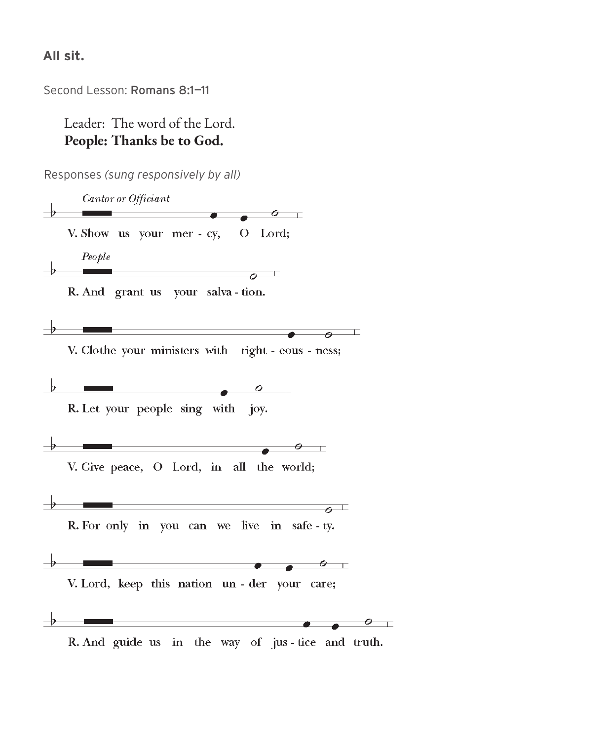**All sit.**

Second Lesson: Romans 8:1–11

Leader: The word of the Lord.
**People: Thanks be to God.**

Responses *(sung responsively by all)*

*Cantor or Officiant*

V. Show us your mer - cy, O Lord;

*People*

R. And grant us your salva - tion.

V. Clothe your ministers with right - eous - ness;

R. Let your people sing with joy.

V. Give peace, O Lord, in all the world;

R. For only in you can we live in safe - ty.

V. Lord, keep this nation un - der your care;

R. And guide us in the way of jus - tice and truth.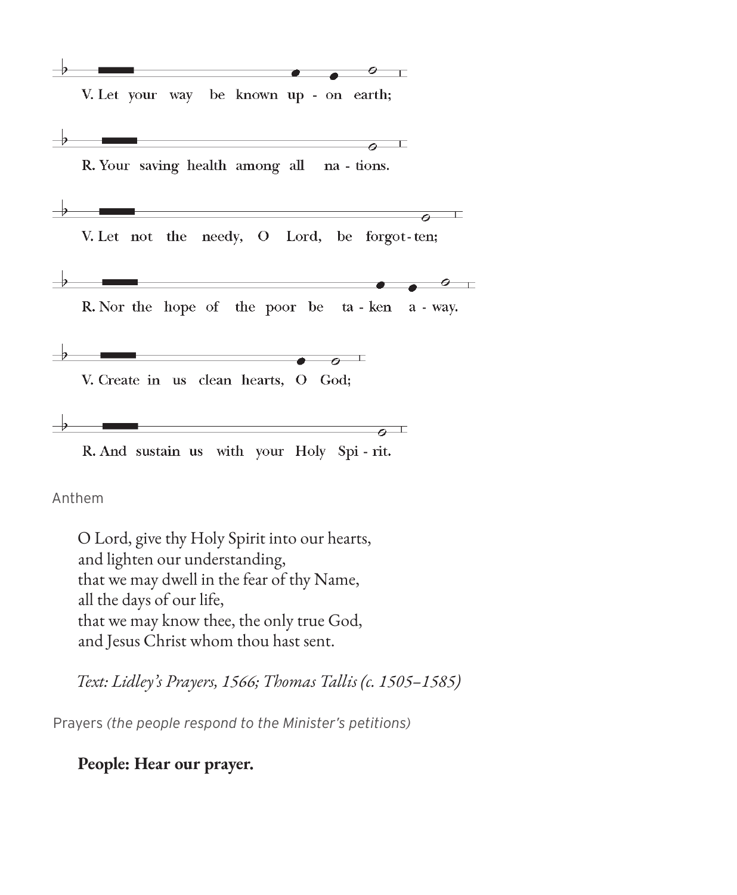V. Let your way be known up - on earth;

R. Your saving health among all na - tions.

V. Let not the needy, O Lord, be forgot - ten;

R. Nor the hope of the poor be ta - ken a - way.

V. Create in us clean hearts, O God;

R. And sustain us with your Holy Spi - rit.

Anthem

O Lord, give thy Holy Spirit into our hearts,
and lighten our understanding,
that we may dwell in the fear of thy Name,
all the days of our life,
that we may know thee, the only true God,
and Jesus Christ whom thou hast sent.

*Text: Lidley's Prayers, 1566; Thomas Tallis (c. 1505–1585)*

Prayers *(the people respond to the Minister's petitions)*

**People: Hear our prayer.**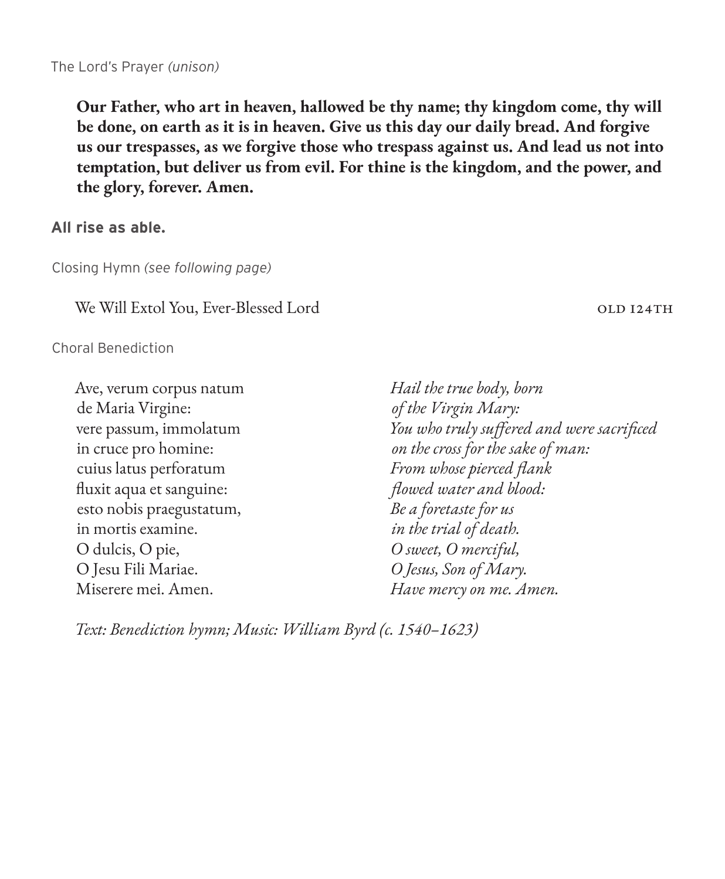The Lord's Prayer *(unison)*

**Our Father, who art in heaven, hallowed be thy name; thy kingdom come, thy will be done, on earth as it is in heaven. Give us this day our daily bread. And forgive us our trespasses, as we forgive those who trespass against us. And lead us not into temptation, but deliver us from evil. For thine is the kingdom, and the power, and the glory, forever. Amen.**

**All rise as able.**

Closing Hymn *(see following page)*

We Will Extol You, Ever-Blessed Lord — OLD 124TH

Choral Benediction

| | |
|---|---|
| Ave, verum corpus natum | *Hail the true body, born* |
| de Maria Virgine: | *of the Virgin Mary:* |
| vere passum, immolatum | *You who truly suffered and were sacrificed* |
| in cruce pro homine: | *on the cross for the sake of man:* |
| cuius latus perforatum | *From whose pierced flank* |
| fluxit aqua et sanguine: | *flowed water and blood:* |
| esto nobis praegustatum, | *Be a foretaste for us* |
| in mortis examine. | *in the trial of death.* |
| O dulcis, O pie, | *O sweet, O merciful,* |
| O Jesu Fili Mariae. | *O Jesus, Son of Mary.* |
| Miserere mei. Amen. | *Have mercy on me. Amen.* |

*Text: Benediction hymn; Music: William Byrd (c. 1540–1623)*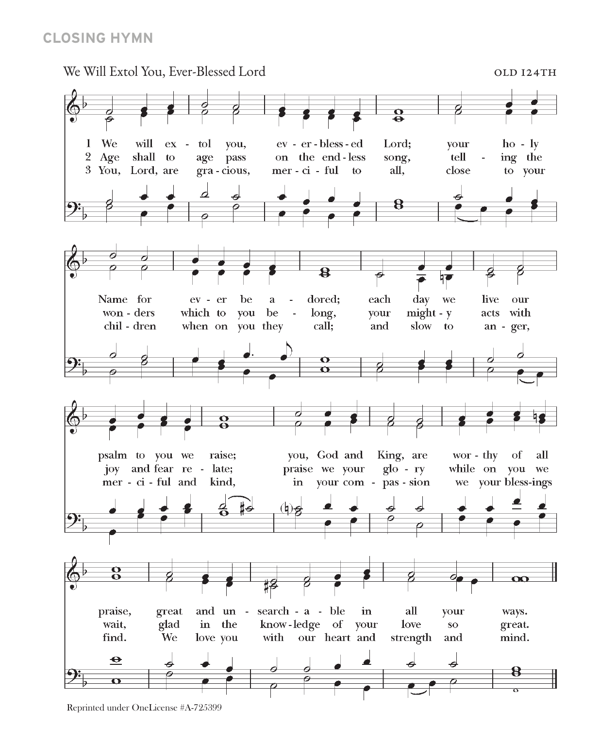## CLOSING HYMN

We Will Extol You, Ever-Blessed Lord — OLD 124TH

1 We will extol you, ever-blessed Lord; your holy Name for ever be adored; each day we live our psalm to you we raise; you, God and King, are worthy of all praise, great and unsearchable in all your ways.

2 Age shall to age pass on the endless song, telling the wonders which to you belong, your mighty acts with joy and fear relate; praise we your glory while on you we wait, glad in the knowledge of your love so great.

3 You, Lord, are gracious, merciful to all, close to your children when on you they call; and slow to anger, merciful and kind, in your compassion we your blessings find. We love you with our heart and strength and mind.

Reprinted under OneLicense #A-725399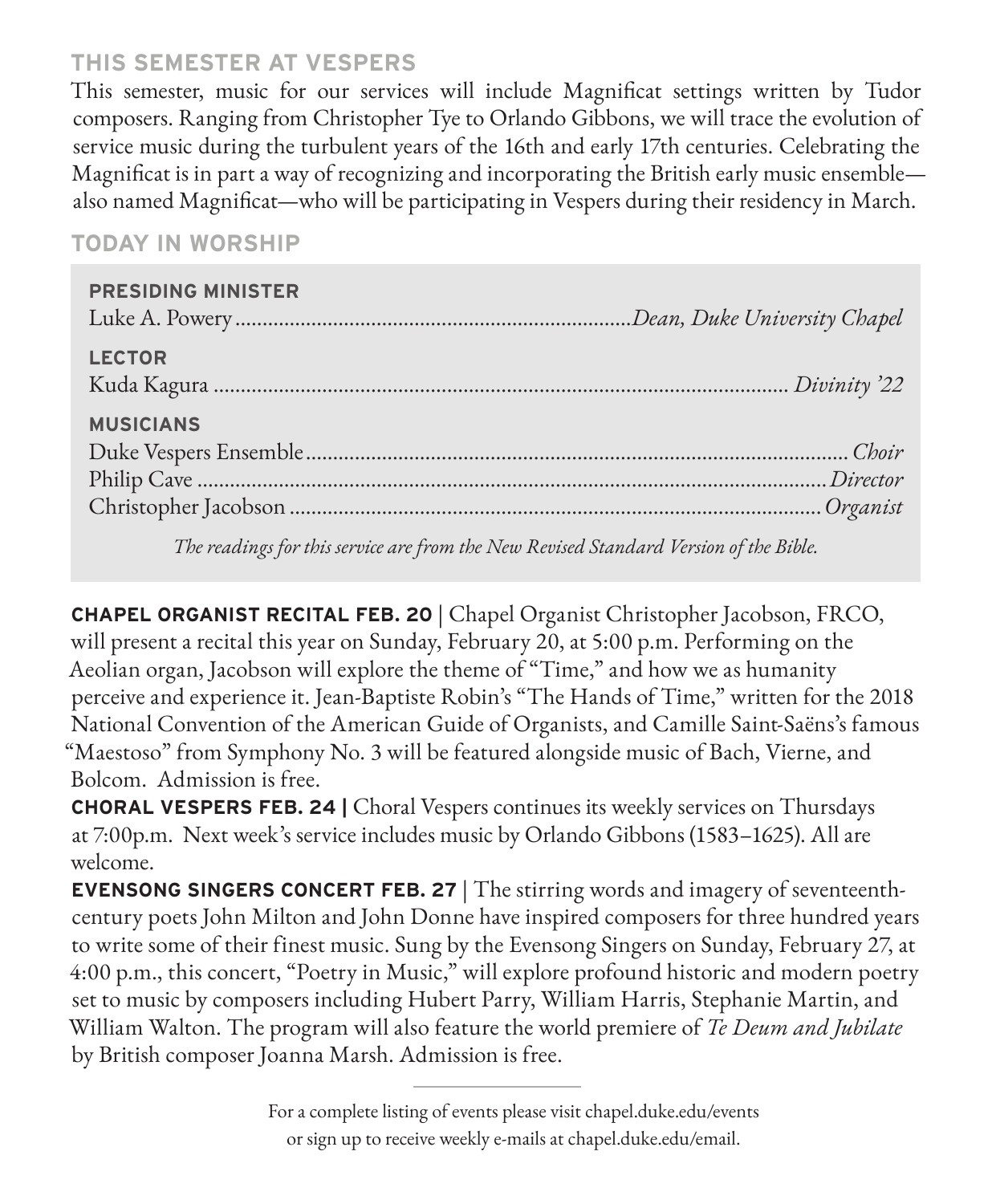## THIS SEMESTER AT VESPERS

This semester, music for our services will include Magnificat settings written by Tudor composers. Ranging from Christopher Tye to Orlando Gibbons, we will trace the evolution of service music during the turbulent years of the 16th and early 17th centuries. Celebrating the Magnificat is in part a way of recognizing and incorporating the British early music ensemble—also named Magnificat—who will be participating in Vespers during their residency in March.

## TODAY IN WORSHIP

**PRESIDING MINISTER**

Luke A. Powery ........ *Dean, Duke University Chapel*

**LECTOR**

Kuda Kagura ........ *Divinity '22*

**MUSICIANS**

Duke Vespers Ensemble ........ *Choir*
Philip Cave ........ *Director*
Christopher Jacobson ........ *Organist*

*The readings for this service are from the New Revised Standard Version of the Bible.*

**CHAPEL ORGANIST RECITAL FEB. 20** | Chapel Organist Christopher Jacobson, FRCO, will present a recital this year on Sunday, February 20, at 5:00 p.m. Performing on the Aeolian organ, Jacobson will explore the theme of "Time," and how we as humanity perceive and experience it. Jean-Baptiste Robin's "The Hands of Time," written for the 2018 National Convention of the American Guide of Organists, and Camille Saint-Saëns's famous "Maestoso" from Symphony No. 3 will be featured alongside music of Bach, Vierne, and Bolcom. Admission is free.

**CHORAL VESPERS FEB. 24 |** Choral Vespers continues its weekly services on Thursdays at 7:00p.m. Next week's service includes music by Orlando Gibbons (1583–1625). All are welcome.

**EVENSONG SINGERS CONCERT FEB. 27** | The stirring words and imagery of seventeenth-century poets John Milton and John Donne have inspired composers for three hundred years to write some of their finest music. Sung by the Evensong Singers on Sunday, February 27, at 4:00 p.m., this concert, "Poetry in Music," will explore profound historic and modern poetry set to music by composers including Hubert Parry, William Harris, Stephanie Martin, and William Walton. The program will also feature the world premiere of *Te Deum and Jubilate* by British composer Joanna Marsh. Admission is free.

---

For a complete listing of events please visit chapel.duke.edu/events or sign up to receive weekly e-mails at chapel.duke.edu/email.